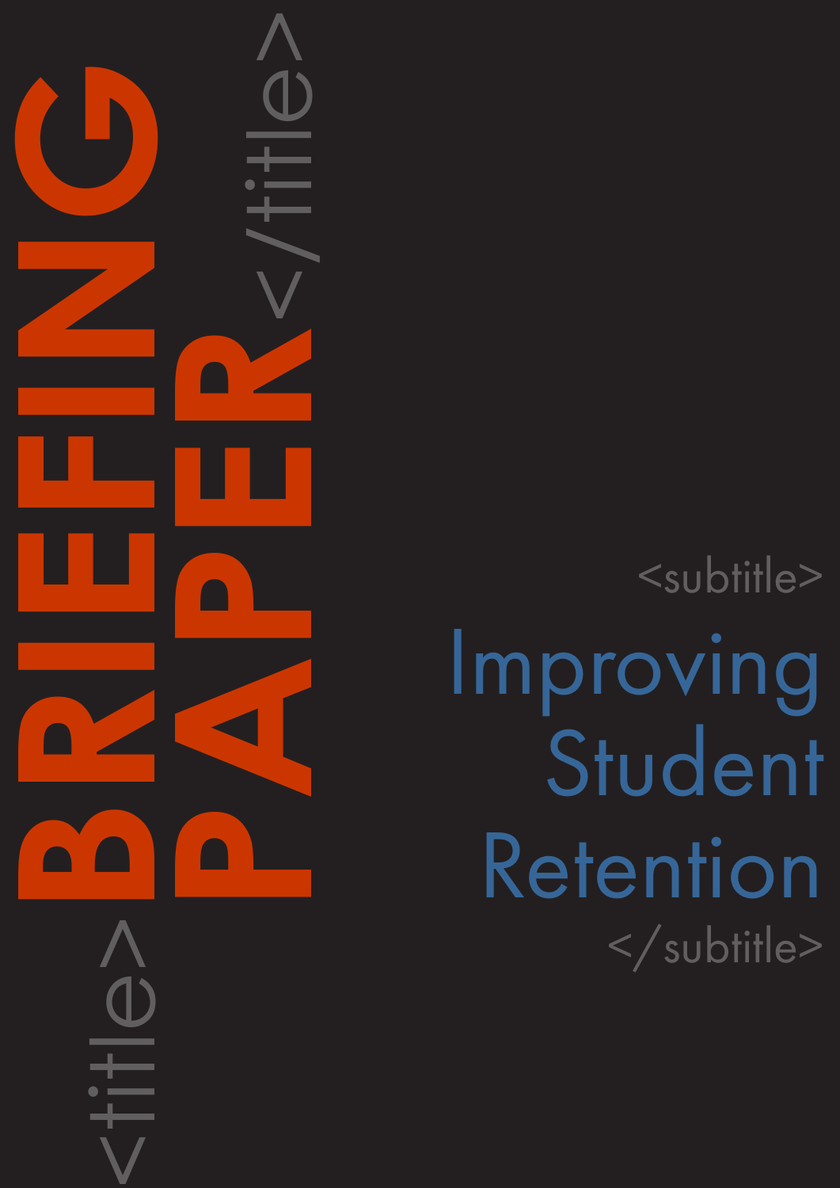<title>

# BRIEFING PAPER

</title>

<subtitle>

## Improving Student Retention

</subtitle>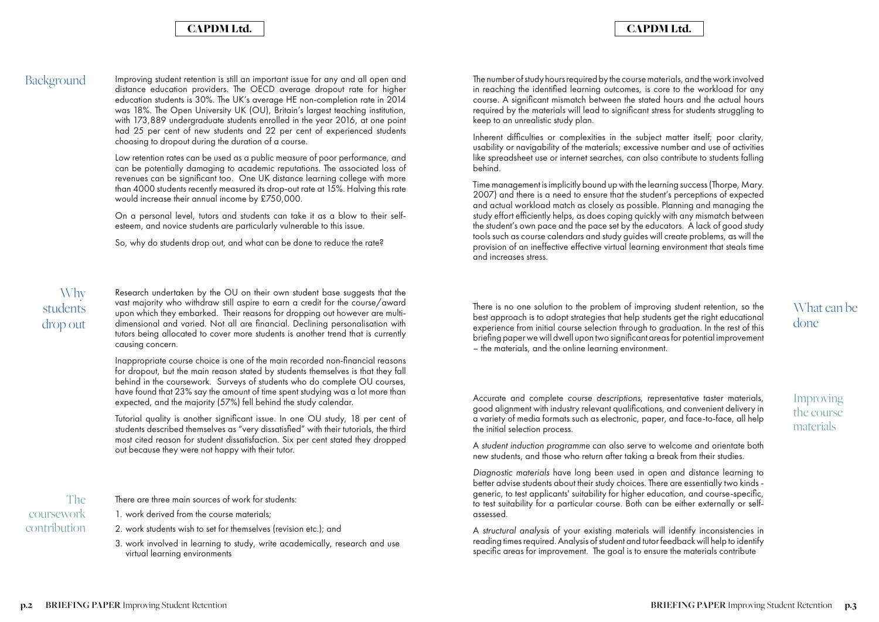## Background

Improving student retention is still an important issue for any and all open and distance education providers. The OECD average dropout rate for higher education students is 30%. The UK's average HE non-completion rate in 2014 was 18%. The Open University UK (OU), Britain's largest teaching institution, with 173,889 undergraduate students enrolled in the year 2016, at one point had 25 per cent of new students and 22 per cent of experienced students choosing to dropout during the duration of a course.

Low retention rates can be used as a public measure of poor performance, and can be potentially damaging to academic reputations. The associated loss of revenues can be significant too. One UK distance learning college with more than 4000 students recently measured its drop-out rate at 15%. Halving this rate would increase their annual income by £750,000.

On a personal level, tutors and students can take it as a blow to their self-esteem, and novice students are particularly vulnerable to this issue.

So, why do students drop out, and what can be done to reduce the rate?

## Why students drop out

Research undertaken by the OU on their own student base suggests that the vast majority who withdraw still aspire to earn a credit for the course/award upon which they embarked. Their reasons for dropping out however are multi-dimensional and varied. Not all are financial. Declining personalisation with tutors being allocated to cover more students is another trend that is currently causing concern.

Inappropriate course choice is one of the main recorded non-financial reasons for dropout, but the main reason stated by students themselves is that they fall behind in the coursework. Surveys of students who do complete OU courses, have found that 23% say the amount of time spent studying was a lot more than expected, and the majority (57%) fell behind the study calendar.

Tutorial quality is another significant issue. In one OU study, 18 per cent of students described themselves as "very dissatisfied" with their tutorials, the third most cited reason for student dissatisfaction. Six per cent stated they dropped out because they were not happy with their tutor.

## The coursework contribution

There are three main sources of work for students:

1. work derived from the course materials;
2. work students wish to set for themselves (revision etc.); and
3. work involved in learning to study, write academically, research and use virtual learning environments

The number of study hours required by the course materials, and the work involved in reaching the identified learning outcomes, is core to the workload for any course. A significant mismatch between the stated hours and the actual hours required by the materials will lead to significant stress for students struggling to keep to an unrealistic study plan.

Inherent difficulties or complexities in the subject matter itself; poor clarity, usability or navigability of the materials; excessive number and use of activities like spreadsheet use or internet searches, can also contribute to students falling behind.

Time management is implicitly bound up with the learning success (Thorpe, Mary. 2007) and there is a need to ensure that the student's perceptions of expected and actual workload match as closely as possible. Planning and managing the study effort efficiently helps, as does coping quickly with any mismatch between the student's own pace and the pace set by the educators. A lack of good study tools such as course calendars and study guides will create problems, as will the provision of an ineffective effective virtual learning environment that steals time and increases stress.

## What can be done

There is no one solution to the problem of improving student retention, so the best approach is to adopt strategies that help students get the right educational experience from initial course selection through to graduation. In the rest of this briefing paper we will dwell upon two significant areas for potential improvement – the materials, and the online learning environment.

## Improving the course materials

Accurate and complete *course descriptions*, representative taster materials, good alignment with industry relevant qualifications, and convenient delivery in a variety of media formats such as electronic, paper, and face-to-face, all help the initial selection process.

A *student induction programme* can also serve to welcome and orientate both new students, and those who return after taking a break from their studies.

*Diagnostic materials* have long been used in open and distance learning to better advise students about their study choices. There are essentially two kinds - generic, to test applicants' suitability for higher education, and course-specific, to test suitability for a particular course. Both can be either externally or self-assessed.

A *structural analysis* of your existing materials will identify inconsistencies in reading times required. Analysis of student and tutor feedback will help to identify specific areas for improvement. The goal is to ensure the materials contribute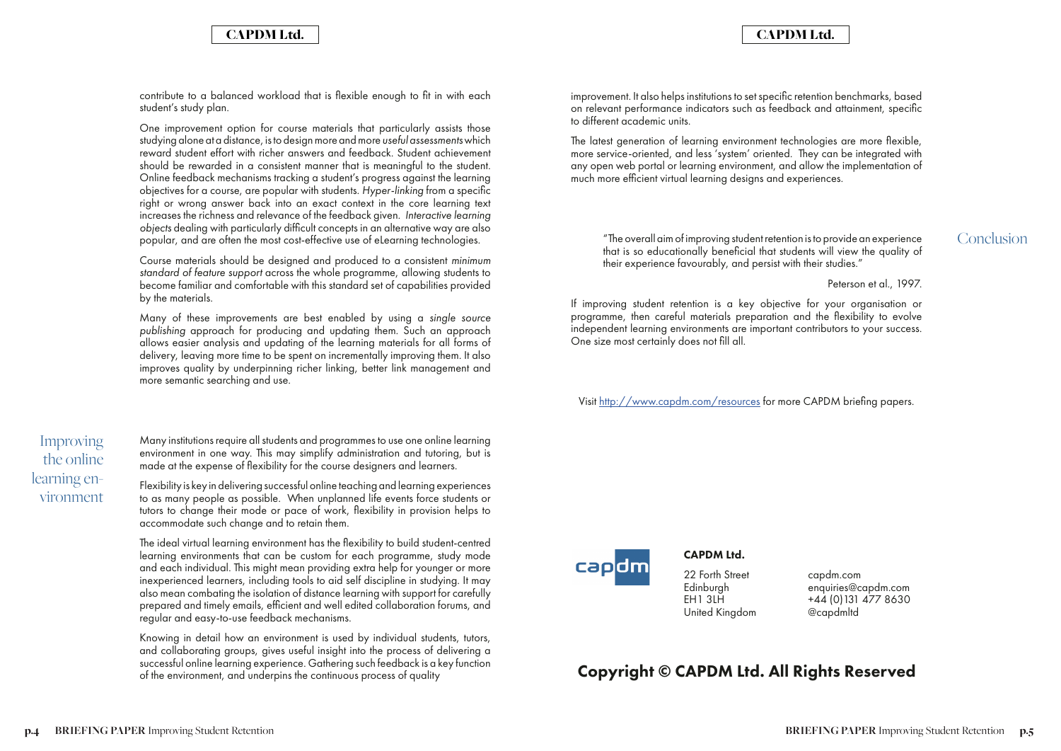contribute to a balanced workload that is flexible enough to fit in with each student's study plan.

One improvement option for course materials that particularly assists those studying alone at a distance, is to design more and more *useful assessments* which reward student effort with richer answers and feedback. Student achievement should be rewarded in a consistent manner that is meaningful to the student. Online feedback mechanisms tracking a student's progress against the learning objectives for a course, are popular with students. *Hyper-linking* from a specific right or wrong answer back into an exact context in the core learning text increases the richness and relevance of the feedback given. *Interactive learning objects* dealing with particularly difficult concepts in an alternative way are also popular, and are often the most cost-effective use of eLearning technologies.

Course materials should be designed and produced to a consistent *minimum standard of feature support* across the whole programme, allowing students to become familiar and comfortable with this standard set of capabilities provided by the materials.

Many of these improvements are best enabled by using a *single source publishing* approach for producing and updating them. Such an approach allows easier analysis and updating of the learning materials for all forms of delivery, leaving more time to be spent on incrementally improving them. It also improves quality by underpinning richer linking, better link management and more semantic searching and use.

## Improving the online learning environment

Many institutions require all students and programmes to use one online learning environment in one way. This may simplify administration and tutoring, but is made at the expense of flexibility for the course designers and learners.

Flexibility is key in delivering successful online teaching and learning experiences to as many people as possible. When unplanned life events force students or tutors to change their mode or pace of work, flexibility in provision helps to accommodate such change and to retain them.

The ideal virtual learning environment has the flexibility to build student-centred learning environments that can be custom for each programme, study mode and each individual. This might mean providing extra help for younger or more inexperienced learners, including tools to aid self discipline in studying. It may also mean combating the isolation of distance learning with support for carefully prepared and timely emails, efficient and well edited collaboration forums, and regular and easy-to-use feedback mechanisms.

Knowing in detail how an environment is used by individual students, tutors, and collaborating groups, gives useful insight into the process of delivering a successful online learning experience. Gathering such feedback is a key function of the environment, and underpins the continuous process of quality improvement. It also helps institutions to set specific retention benchmarks, based on relevant performance indicators such as feedback and attainment, specific to different academic units.

The latest generation of learning environment technologies are more flexible, more service-oriented, and less 'system' oriented. They can be integrated with any open web portal or learning environment, and allow the implementation of much more efficient virtual learning designs and experiences.

## Conclusion

> "The overall aim of improving student retention is to provide an experience that is so educationally beneficial that students will view the quality of their experience favourably, and persist with their studies."
>
> Peterson et al., 1997.

If improving student retention is a key objective for your organisation or programme, then careful materials preparation and the flexibility to evolve independent learning environments are important contributors to your success. One size most certainly does not fill all.

Visit http://www.capdm.com/resources for more CAPDM briefing papers.

**CAPDM Ltd.**

22 Forth Street
Edinburgh
EH1 3LH
United Kingdom

capdm.com
enquiries@capdm.com
+44 (0)131 477 8630
@capdmltd

**Copyright © CAPDM Ltd. All Rights Reserved**